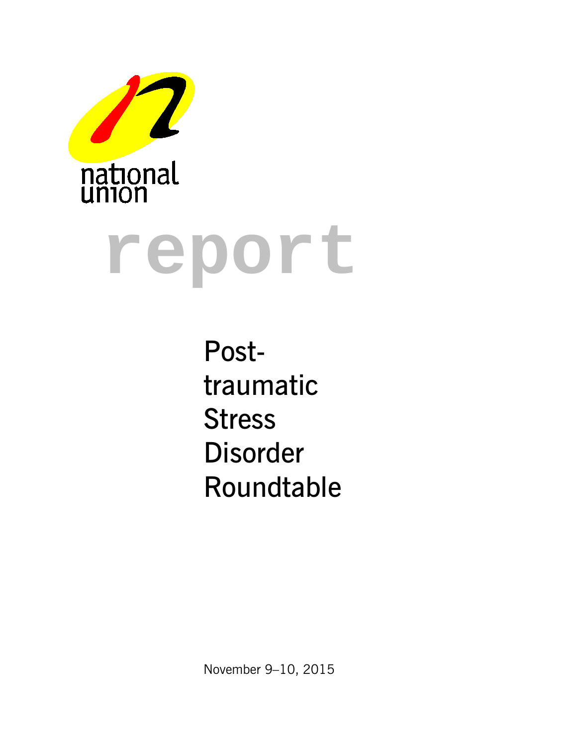national union

# report

## Post-traumatic Stress Disorder Roundtable

November 9–10, 2015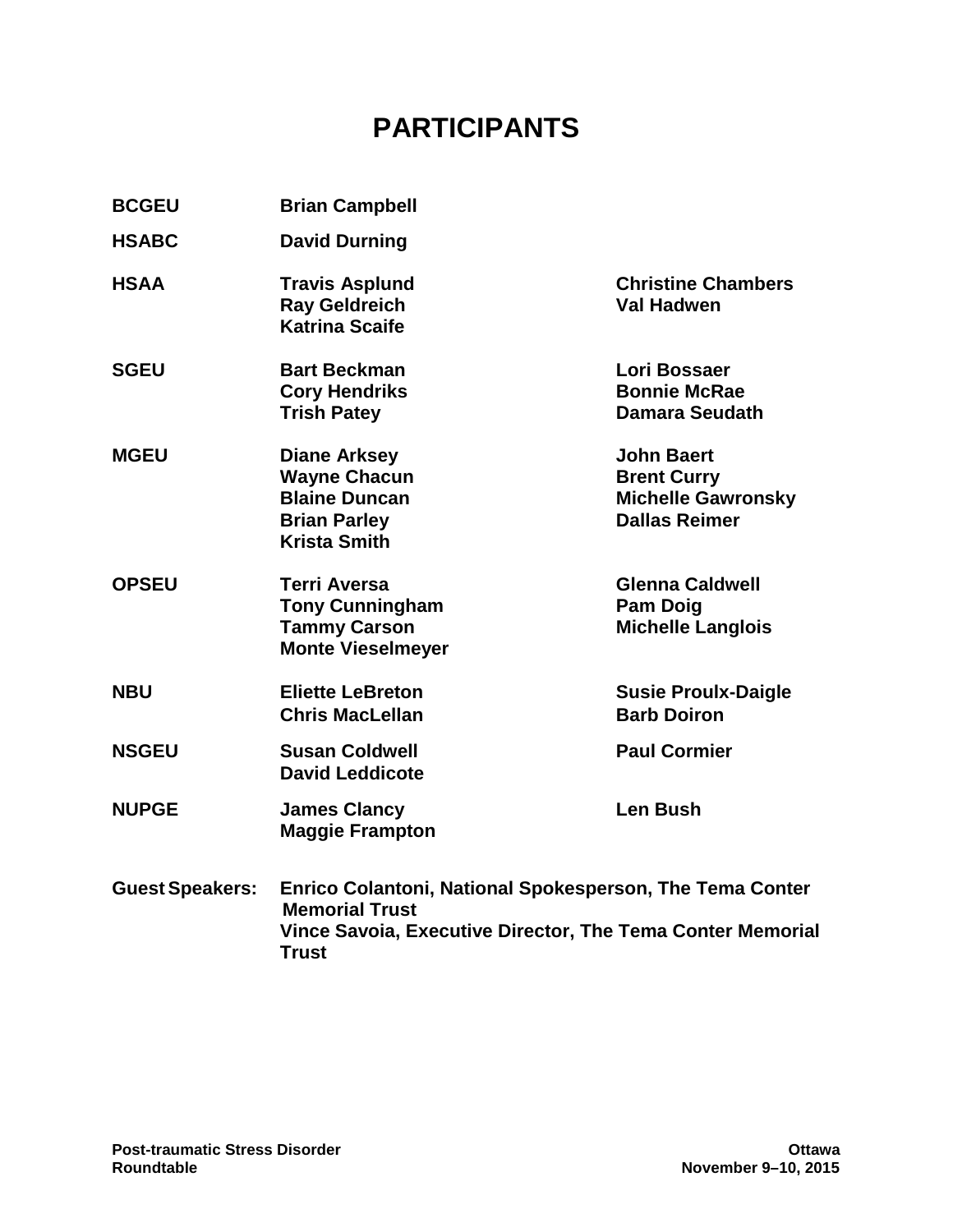# PARTICIPANTS

| | | |
|---|---|---|
| **BCGEU** | **Brian Campbell** | |
| **HSABC** | **David Durning** | |
| **HSAA** | **Travis Asplund**<br>**Ray Geldreich**<br>**Katrina Scaife** | **Christine Chambers**<br>**Val Hadwen** |
| **SGEU** | **Bart Beckman**<br>**Cory Hendriks**<br>**Trish Patey** | **Lori Bossaer**<br>**Bonnie McRae**<br>**Damara Seudath** |
| **MGEU** | **Diane Arksey**<br>**Wayne Chacun**<br>**Blaine Duncan**<br>**Brian Parley**<br>**Krista Smith** | **John Baert**<br>**Brent Curry**<br>**Michelle Gawronsky**<br>**Dallas Reimer** |
| **OPSEU** | **Terri Aversa**<br>**Tony Cunningham**<br>**Tammy Carson**<br>**Monte Vieselmeyer** | **Glenna Caldwell**<br>**Pam Doig**<br>**Michelle Langlois** |
| **NBU** | **Eliette LeBreton**<br>**Chris MacLellan** | **Susie Proulx-Daigle**<br>**Barb Doiron** |
| **NSGEU** | **Susan Coldwell**<br>**David Leddicote** | **Paul Cormier** |
| **NUPGE** | **James Clancy**<br>**Maggie Frampton** | **Len Bush** |

**Guest Speakers:** **Enrico Colantoni, National Spokesperson, The Tema Conter Memorial Trust**
**Vince Savoia, Executive Director, The Tema Conter Memorial Trust**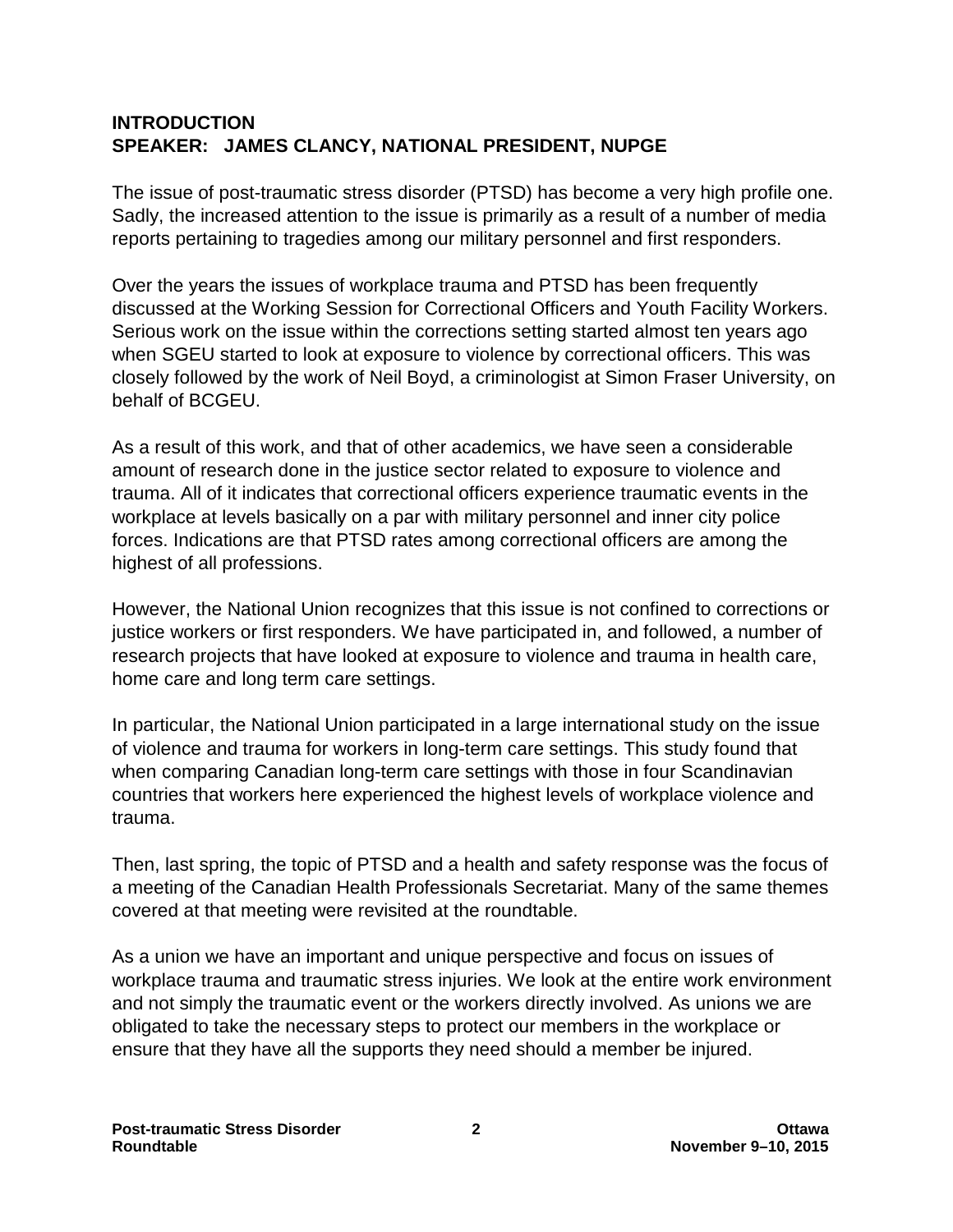## INTRODUCTION
## SPEAKER: JAMES CLANCY, NATIONAL PRESIDENT, NUPGE

The issue of post-traumatic stress disorder (PTSD) has become a very high profile one. Sadly, the increased attention to the issue is primarily as a result of a number of media reports pertaining to tragedies among our military personnel and first responders.

Over the years the issues of workplace trauma and PTSD has been frequently discussed at the Working Session for Correctional Officers and Youth Facility Workers. Serious work on the issue within the corrections setting started almost ten years ago when SGEU started to look at exposure to violence by correctional officers. This was closely followed by the work of Neil Boyd, a criminologist at Simon Fraser University, on behalf of BCGEU.

As a result of this work, and that of other academics, we have seen a considerable amount of research done in the justice sector related to exposure to violence and trauma. All of it indicates that correctional officers experience traumatic events in the workplace at levels basically on a par with military personnel and inner city police forces. Indications are that PTSD rates among correctional officers are among the highest of all professions.

However, the National Union recognizes that this issue is not confined to corrections or justice workers or first responders. We have participated in, and followed, a number of research projects that have looked at exposure to violence and trauma in health care, home care and long term care settings.

In particular, the National Union participated in a large international study on the issue of violence and trauma for workers in long-term care settings. This study found that when comparing Canadian long-term care settings with those in four Scandinavian countries that workers here experienced the highest levels of workplace violence and trauma.

Then, last spring, the topic of PTSD and a health and safety response was the focus of a meeting of the Canadian Health Professionals Secretariat. Many of the same themes covered at that meeting were revisited at the roundtable.

As a union we have an important and unique perspective and focus on issues of workplace trauma and traumatic stress injuries. We look at the entire work environment and not simply the traumatic event or the workers directly involved. As unions we are obligated to take the necessary steps to protect our members in the workplace or ensure that they have all the supports they need should a member be injured.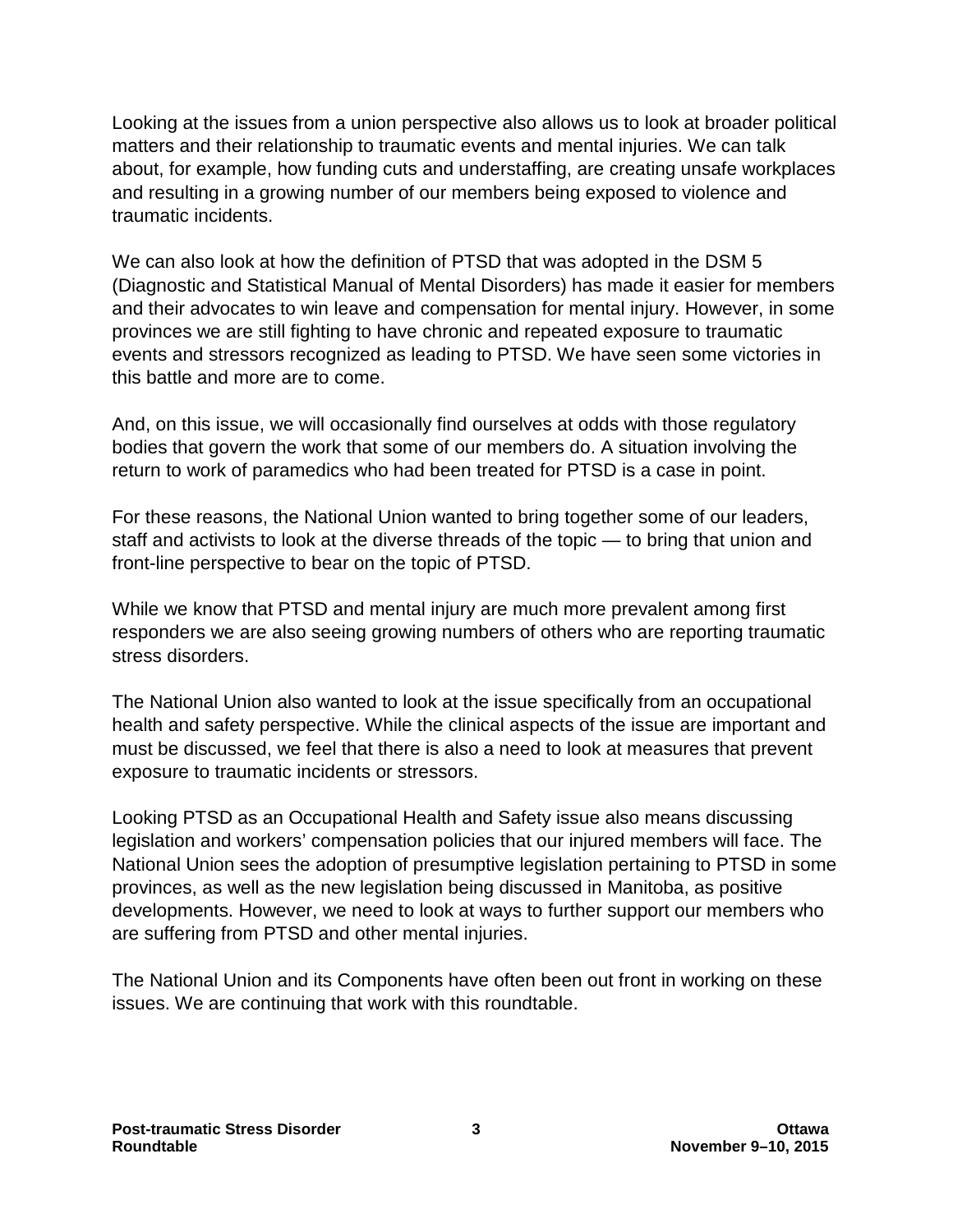Looking at the issues from a union perspective also allows us to look at broader political matters and their relationship to traumatic events and mental injuries. We can talk about, for example, how funding cuts and understaffing, are creating unsafe workplaces and resulting in a growing number of our members being exposed to violence and traumatic incidents.

We can also look at how the definition of PTSD that was adopted in the DSM 5 (Diagnostic and Statistical Manual of Mental Disorders) has made it easier for members and their advocates to win leave and compensation for mental injury. However, in some provinces we are still fighting to have chronic and repeated exposure to traumatic events and stressors recognized as leading to PTSD. We have seen some victories in this battle and more are to come.

And, on this issue, we will occasionally find ourselves at odds with those regulatory bodies that govern the work that some of our members do. A situation involving the return to work of paramedics who had been treated for PTSD is a case in point.

For these reasons, the National Union wanted to bring together some of our leaders, staff and activists to look at the diverse threads of the topic — to bring that union and front-line perspective to bear on the topic of PTSD.

While we know that PTSD and mental injury are much more prevalent among first responders we are also seeing growing numbers of others who are reporting traumatic stress disorders.

The National Union also wanted to look at the issue specifically from an occupational health and safety perspective. While the clinical aspects of the issue are important and must be discussed, we feel that there is also a need to look at measures that prevent exposure to traumatic incidents or stressors.

Looking PTSD as an Occupational Health and Safety issue also means discussing legislation and workers' compensation policies that our injured members will face. The National Union sees the adoption of presumptive legislation pertaining to PTSD in some provinces, as well as the new legislation being discussed in Manitoba, as positive developments. However, we need to look at ways to further support our members who are suffering from PTSD and other mental injuries.

The National Union and its Components have often been out front in working on these issues. We are continuing that work with this roundtable.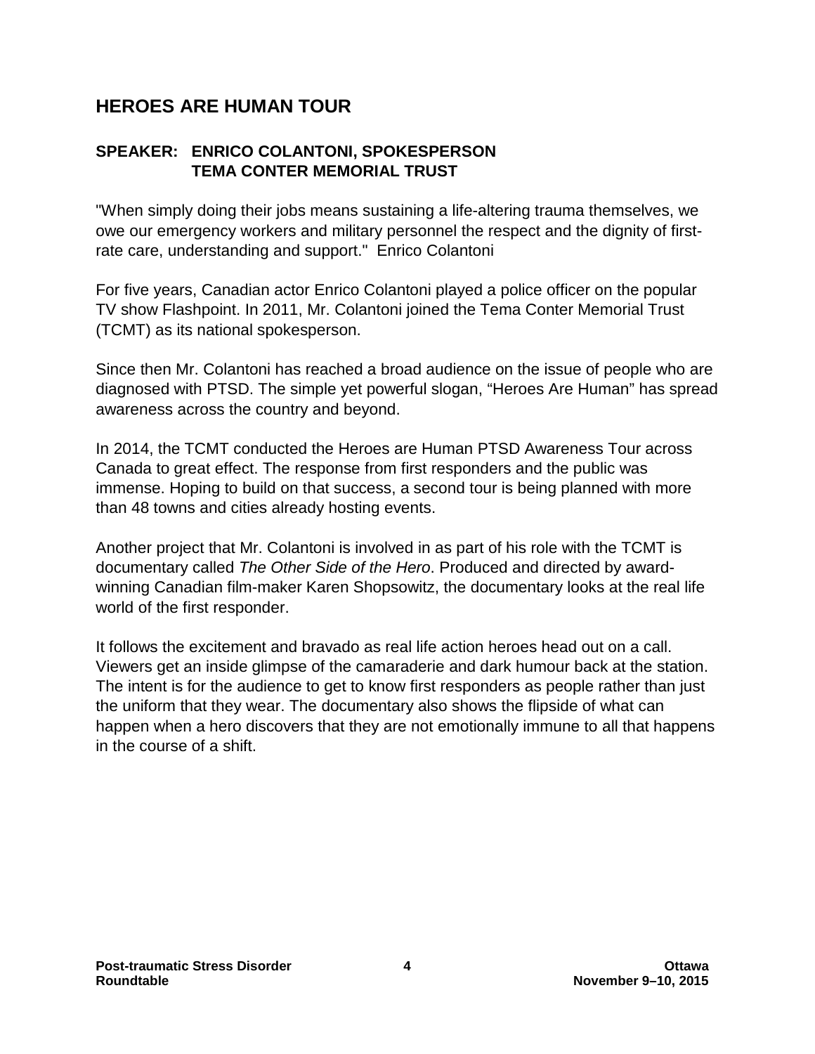## HEROES ARE HUMAN TOUR

**SPEAKER: ENRICO COLANTONI, SPOKESPERSON**
**TEMA CONTER MEMORIAL TRUST**

"When simply doing their jobs means sustaining a life-altering trauma themselves, we owe our emergency workers and military personnel the respect and the dignity of first-rate care, understanding and support." Enrico Colantoni

For five years, Canadian actor Enrico Colantoni played a police officer on the popular TV show Flashpoint. In 2011, Mr. Colantoni joined the Tema Conter Memorial Trust (TCMT) as its national spokesperson.

Since then Mr. Colantoni has reached a broad audience on the issue of people who are diagnosed with PTSD. The simple yet powerful slogan, "Heroes Are Human" has spread awareness across the country and beyond.

In 2014, the TCMT conducted the Heroes are Human PTSD Awareness Tour across Canada to great effect. The response from first responders and the public was immense. Hoping to build on that success, a second tour is being planned with more than 48 towns and cities already hosting events.

Another project that Mr. Colantoni is involved in as part of his role with the TCMT is documentary called *The Other Side of the Hero*. Produced and directed by award-winning Canadian film-maker Karen Shopsowitz, the documentary looks at the real life world of the first responder.

It follows the excitement and bravado as real life action heroes head out on a call. Viewers get an inside glimpse of the camaraderie and dark humour back at the station. The intent is for the audience to get to know first responders as people rather than just the uniform that they wear. The documentary also shows the flipside of what can happen when a hero discovers that they are not emotionally immune to all that happens in the course of a shift.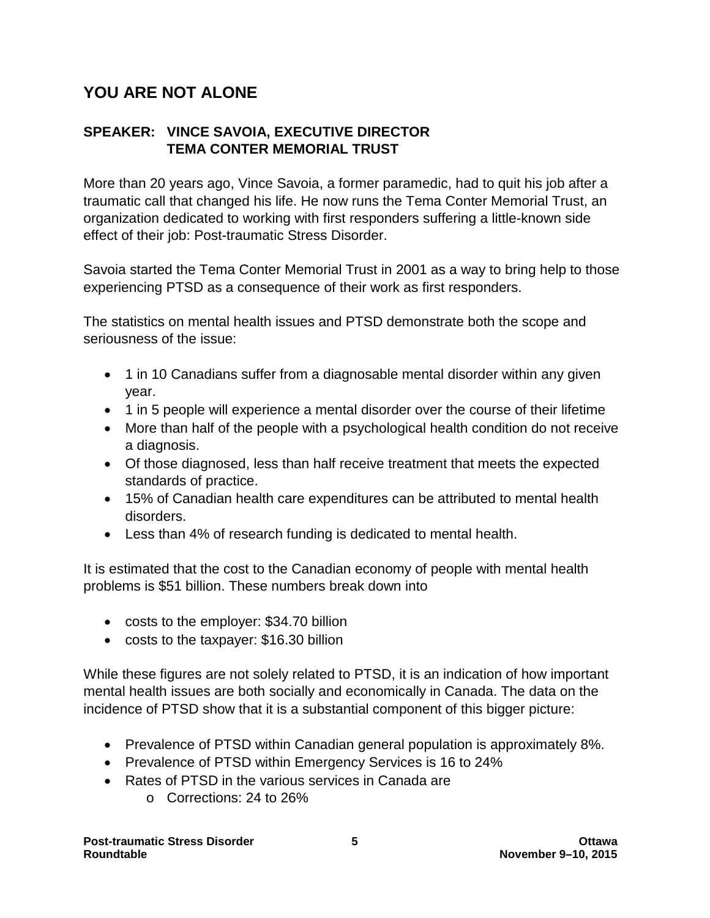## YOU ARE NOT ALONE

**SPEAKER: VINCE SAVOIA, EXECUTIVE DIRECTOR**
**TEMA CONTER MEMORIAL TRUST**

More than 20 years ago, Vince Savoia, a former paramedic, had to quit his job after a traumatic call that changed his life. He now runs the Tema Conter Memorial Trust, an organization dedicated to working with first responders suffering a little-known side effect of their job: Post-traumatic Stress Disorder.

Savoia started the Tema Conter Memorial Trust in 2001 as a way to bring help to those experiencing PTSD as a consequence of their work as first responders.

The statistics on mental health issues and PTSD demonstrate both the scope and seriousness of the issue:

- 1 in 10 Canadians suffer from a diagnosable mental disorder within any given year.
- 1 in 5 people will experience a mental disorder over the course of their lifetime
- More than half of the people with a psychological health condition do not receive a diagnosis.
- Of those diagnosed, less than half receive treatment that meets the expected standards of practice.
- 15% of Canadian health care expenditures can be attributed to mental health disorders.
- Less than 4% of research funding is dedicated to mental health.

It is estimated that the cost to the Canadian economy of people with mental health problems is $51 billion. These numbers break down into

- costs to the employer: $34.70 billion
- costs to the taxpayer: $16.30 billion

While these figures are not solely related to PTSD, it is an indication of how important mental health issues are both socially and economically in Canada. The data on the incidence of PTSD show that it is a substantial component of this bigger picture:

- Prevalence of PTSD within Canadian general population is approximately 8%.
- Prevalence of PTSD within Emergency Services is 16 to 24%
- Rates of PTSD in the various services in Canada are
  - Corrections: 24 to 26%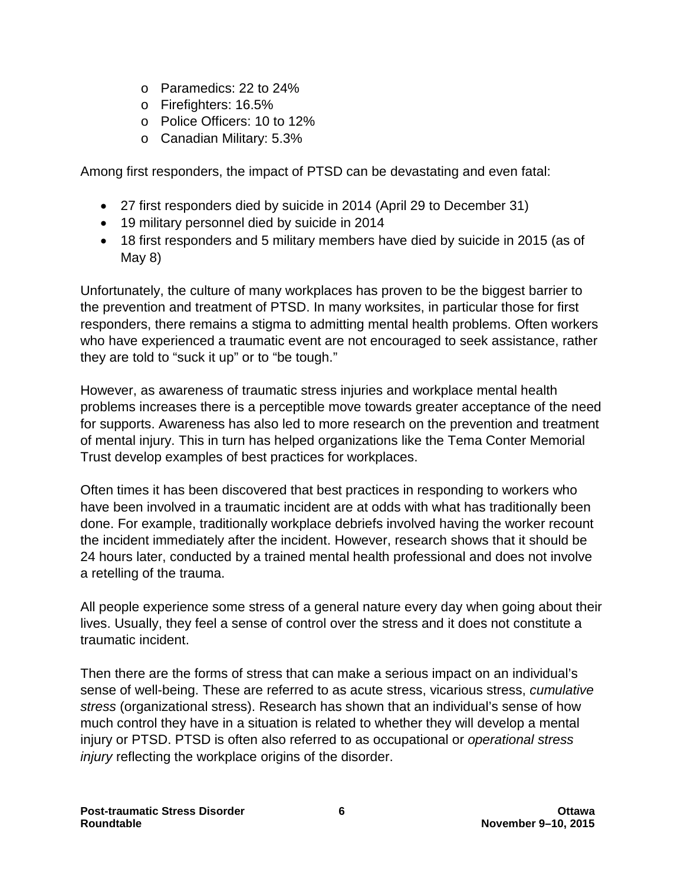- Paramedics: 22 to 24%
- Firefighters: 16.5%
- Police Officers: 10 to 12%
- Canadian Military: 5.3%

Among first responders, the impact of PTSD can be devastating and even fatal:

- 27 first responders died by suicide in 2014 (April 29 to December 31)
- 19 military personnel died by suicide in 2014
- 18 first responders and 5 military members have died by suicide in 2015 (as of May 8)

Unfortunately, the culture of many workplaces has proven to be the biggest barrier to the prevention and treatment of PTSD. In many worksites, in particular those for first responders, there remains a stigma to admitting mental health problems. Often workers who have experienced a traumatic event are not encouraged to seek assistance, rather they are told to "suck it up" or to "be tough."

However, as awareness of traumatic stress injuries and workplace mental health problems increases there is a perceptible move towards greater acceptance of the need for supports. Awareness has also led to more research on the prevention and treatment of mental injury. This in turn has helped organizations like the Tema Conter Memorial Trust develop examples of best practices for workplaces.

Often times it has been discovered that best practices in responding to workers who have been involved in a traumatic incident are at odds with what has traditionally been done. For example, traditionally workplace debriefs involved having the worker recount the incident immediately after the incident. However, research shows that it should be 24 hours later, conducted by a trained mental health professional and does not involve a retelling of the trauma.

All people experience some stress of a general nature every day when going about their lives. Usually, they feel a sense of control over the stress and it does not constitute a traumatic incident.

Then there are the forms of stress that can make a serious impact on an individual's sense of well-being. These are referred to as acute stress, vicarious stress, *cumulative stress* (organizational stress). Research has shown that an individual's sense of how much control they have in a situation is related to whether they will develop a mental injury or PTSD. PTSD is often also referred to as occupational or *operational stress injury* reflecting the workplace origins of the disorder.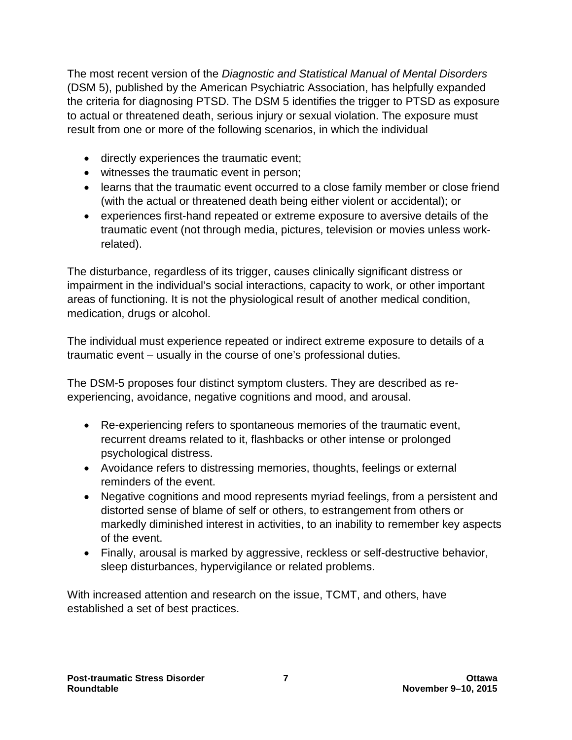The most recent version of the *Diagnostic and Statistical Manual of Mental Disorders* (DSM 5), published by the American Psychiatric Association, has helpfully expanded the criteria for diagnosing PTSD. The DSM 5 identifies the trigger to PTSD as exposure to actual or threatened death, serious injury or sexual violation. The exposure must result from one or more of the following scenarios, in which the individual

- directly experiences the traumatic event;
- witnesses the traumatic event in person;
- learns that the traumatic event occurred to a close family member or close friend (with the actual or threatened death being either violent or accidental); or
- experiences first-hand repeated or extreme exposure to aversive details of the traumatic event (not through media, pictures, television or movies unless work-related).

The disturbance, regardless of its trigger, causes clinically significant distress or impairment in the individual's social interactions, capacity to work, or other important areas of functioning. It is not the physiological result of another medical condition, medication, drugs or alcohol.

The individual must experience repeated or indirect extreme exposure to details of a traumatic event – usually in the course of one's professional duties.

The DSM-5 proposes four distinct symptom clusters. They are described as re-experiencing, avoidance, negative cognitions and mood, and arousal.

- Re-experiencing refers to spontaneous memories of the traumatic event, recurrent dreams related to it, flashbacks or other intense or prolonged psychological distress.
- Avoidance refers to distressing memories, thoughts, feelings or external reminders of the event.
- Negative cognitions and mood represents myriad feelings, from a persistent and distorted sense of blame of self or others, to estrangement from others or markedly diminished interest in activities, to an inability to remember key aspects of the event.
- Finally, arousal is marked by aggressive, reckless or self-destructive behavior, sleep disturbances, hypervigilance or related problems.

With increased attention and research on the issue, TCMT, and others, have established a set of best practices.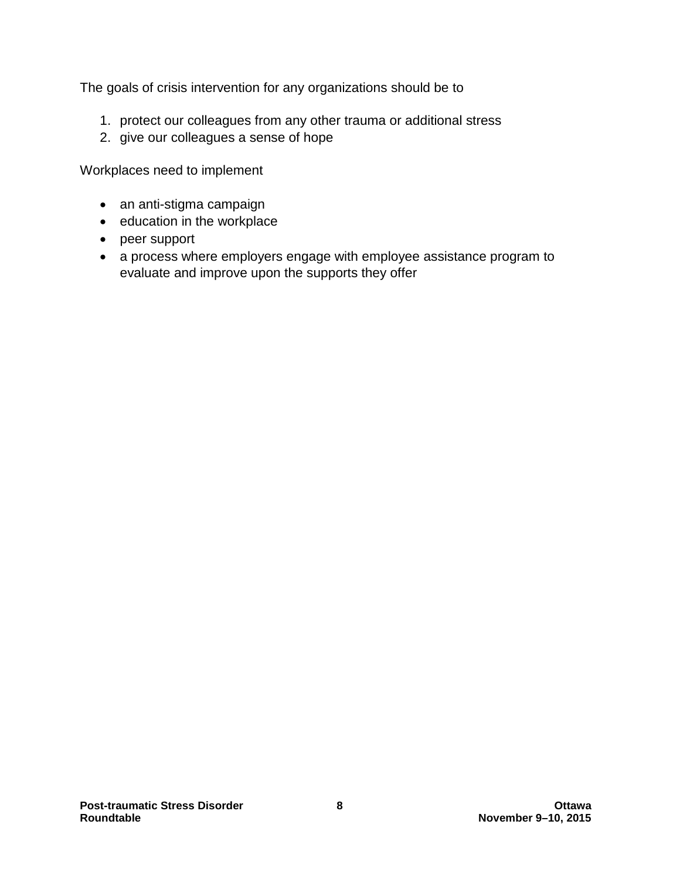The goals of crisis intervention for any organizations should be to

1. protect our colleagues from any other trauma or additional stress
2. give our colleagues a sense of hope

Workplaces need to implement

- an anti-stigma campaign
- education in the workplace
- peer support
- a process where employers engage with employee assistance program to evaluate and improve upon the supports they offer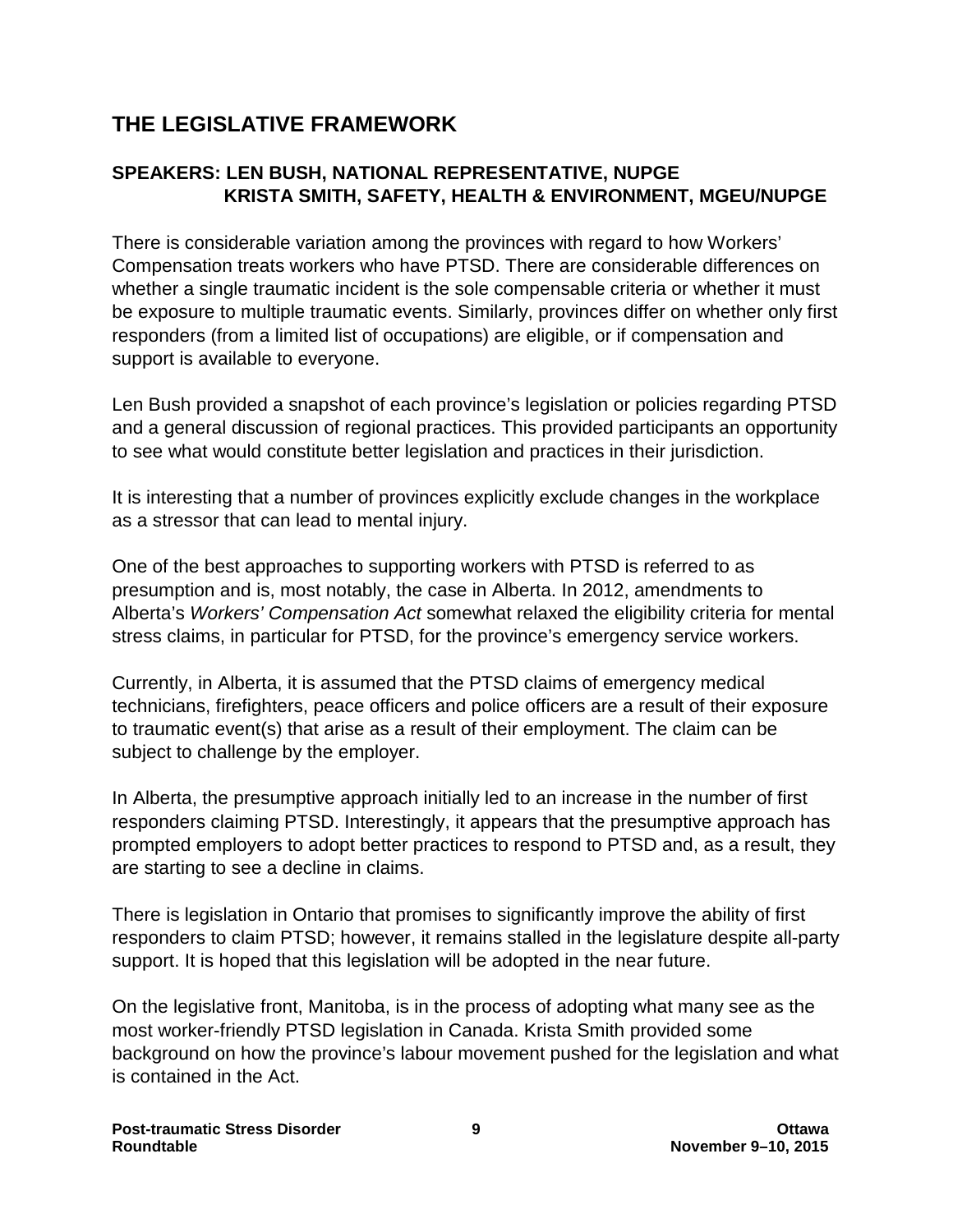## THE LEGISLATIVE FRAMEWORK

### SPEAKERS: LEN BUSH, NATIONAL REPRESENTATIVE, NUPGE
### KRISTA SMITH, SAFETY, HEALTH & ENVIRONMENT, MGEU/NUPGE

There is considerable variation among the provinces with regard to how Workers' Compensation treats workers who have PTSD. There are considerable differences on whether a single traumatic incident is the sole compensable criteria or whether it must be exposure to multiple traumatic events. Similarly, provinces differ on whether only first responders (from a limited list of occupations) are eligible, or if compensation and support is available to everyone.

Len Bush provided a snapshot of each province's legislation or policies regarding PTSD and a general discussion of regional practices. This provided participants an opportunity to see what would constitute better legislation and practices in their jurisdiction.

It is interesting that a number of provinces explicitly exclude changes in the workplace as a stressor that can lead to mental injury.

One of the best approaches to supporting workers with PTSD is referred to as presumption and is, most notably, the case in Alberta. In 2012, amendments to Alberta's *Workers' Compensation Act* somewhat relaxed the eligibility criteria for mental stress claims, in particular for PTSD, for the province's emergency service workers.

Currently, in Alberta, it is assumed that the PTSD claims of emergency medical technicians, firefighters, peace officers and police officers are a result of their exposure to traumatic event(s) that arise as a result of their employment. The claim can be subject to challenge by the employer.

In Alberta, the presumptive approach initially led to an increase in the number of first responders claiming PTSD. Interestingly, it appears that the presumptive approach has prompted employers to adopt better practices to respond to PTSD and, as a result, they are starting to see a decline in claims.

There is legislation in Ontario that promises to significantly improve the ability of first responders to claim PTSD; however, it remains stalled in the legislature despite all-party support. It is hoped that this legislation will be adopted in the near future.

On the legislative front, Manitoba, is in the process of adopting what many see as the most worker-friendly PTSD legislation in Canada. Krista Smith provided some background on how the province's labour movement pushed for the legislation and what is contained in the Act.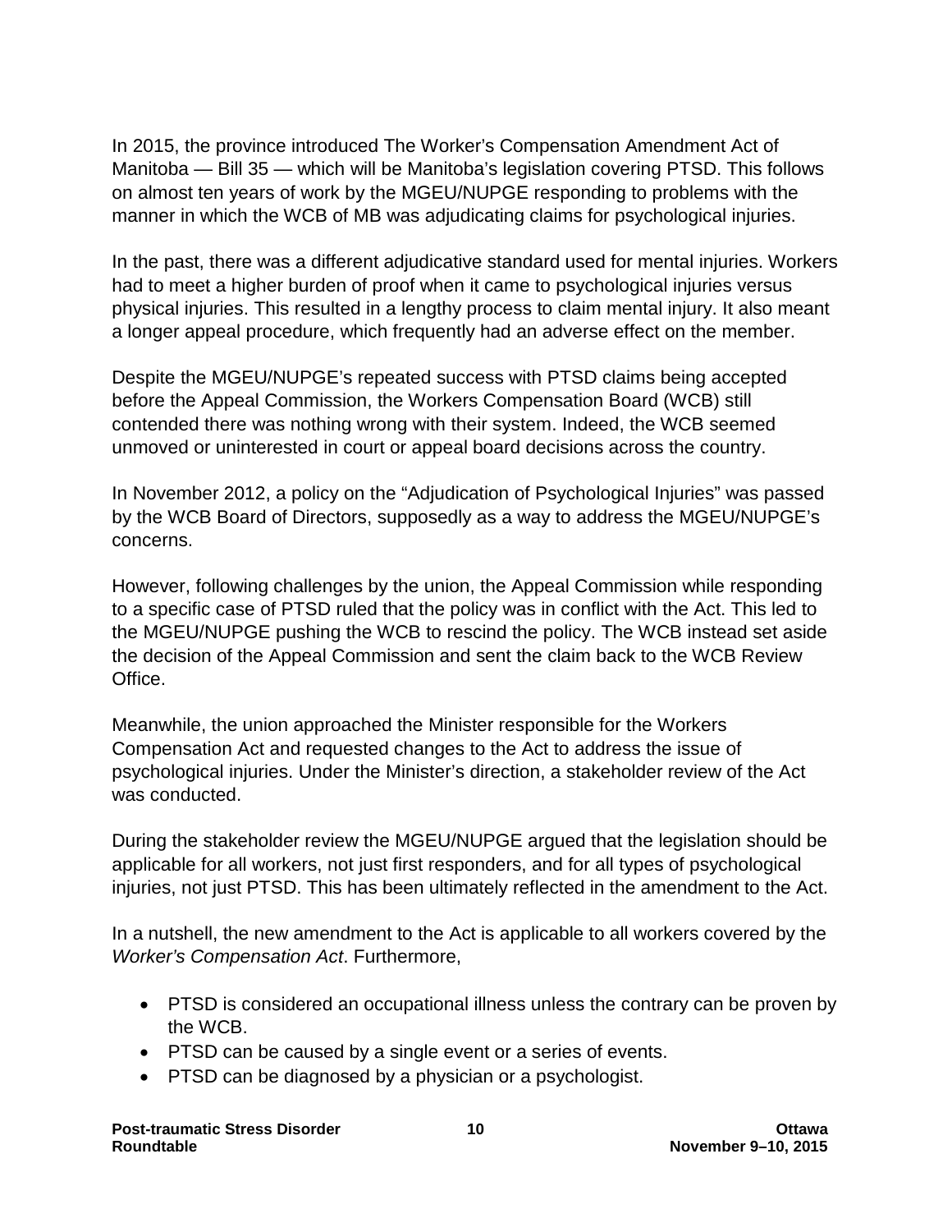In 2015, the province introduced The Worker's Compensation Amendment Act of Manitoba — Bill 35 — which will be Manitoba's legislation covering PTSD. This follows on almost ten years of work by the MGEU/NUPGE responding to problems with the manner in which the WCB of MB was adjudicating claims for psychological injuries.

In the past, there was a different adjudicative standard used for mental injuries. Workers had to meet a higher burden of proof when it came to psychological injuries versus physical injuries. This resulted in a lengthy process to claim mental injury. It also meant a longer appeal procedure, which frequently had an adverse effect on the member.

Despite the MGEU/NUPGE's repeated success with PTSD claims being accepted before the Appeal Commission, the Workers Compensation Board (WCB) still contended there was nothing wrong with their system. Indeed, the WCB seemed unmoved or uninterested in court or appeal board decisions across the country.

In November 2012, a policy on the "Adjudication of Psychological Injuries" was passed by the WCB Board of Directors, supposedly as a way to address the MGEU/NUPGE's concerns.

However, following challenges by the union, the Appeal Commission while responding to a specific case of PTSD ruled that the policy was in conflict with the Act. This led to the MGEU/NUPGE pushing the WCB to rescind the policy. The WCB instead set aside the decision of the Appeal Commission and sent the claim back to the WCB Review Office.

Meanwhile, the union approached the Minister responsible for the Workers Compensation Act and requested changes to the Act to address the issue of psychological injuries. Under the Minister's direction, a stakeholder review of the Act was conducted.

During the stakeholder review the MGEU/NUPGE argued that the legislation should be applicable for all workers, not just first responders, and for all types of psychological injuries, not just PTSD. This has been ultimately reflected in the amendment to the Act.

In a nutshell, the new amendment to the Act is applicable to all workers covered by the *Worker's Compensation Act*. Furthermore,

- PTSD is considered an occupational illness unless the contrary can be proven by the WCB.
- PTSD can be caused by a single event or a series of events.
- PTSD can be diagnosed by a physician or a psychologist.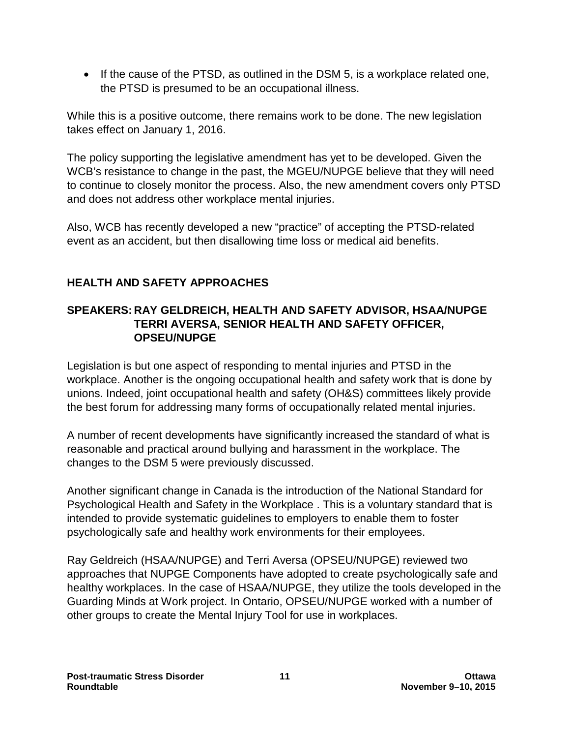- If the cause of the PTSD, as outlined in the DSM 5, is a workplace related one, the PTSD is presumed to be an occupational illness.

While this is a positive outcome, there remains work to be done. The new legislation takes effect on January 1, 2016.

The policy supporting the legislative amendment has yet to be developed. Given the WCB's resistance to change in the past, the MGEU/NUPGE believe that they will need to continue to closely monitor the process. Also, the new amendment covers only PTSD and does not address other workplace mental injuries.

Also, WCB has recently developed a new "practice" of accepting the PTSD-related event as an accident, but then disallowing time loss or medical aid benefits.

## HEALTH AND SAFETY APPROACHES

**SPEAKERS: RAY GELDREICH, HEALTH AND SAFETY ADVISOR, HSAA/NUPGE**
**TERRI AVERSA, SENIOR HEALTH AND SAFETY OFFICER, OPSEU/NUPGE**

Legislation is but one aspect of responding to mental injuries and PTSD in the workplace. Another is the ongoing occupational health and safety work that is done by unions. Indeed, joint occupational health and safety (OH&S) committees likely provide the best forum for addressing many forms of occupationally related mental injuries.

A number of recent developments have significantly increased the standard of what is reasonable and practical around bullying and harassment in the workplace. The changes to the DSM 5 were previously discussed.

Another significant change in Canada is the introduction of the National Standard for Psychological Health and Safety in the Workplace . This is a voluntary standard that is intended to provide systematic guidelines to employers to enable them to foster psychologically safe and healthy work environments for their employees.

Ray Geldreich (HSAA/NUPGE) and Terri Aversa (OPSEU/NUPGE) reviewed two approaches that NUPGE Components have adopted to create psychologically safe and healthy workplaces. In the case of HSAA/NUPGE, they utilize the tools developed in the Guarding Minds at Work project. In Ontario, OPSEU/NUPGE worked with a number of other groups to create the Mental Injury Tool for use in workplaces.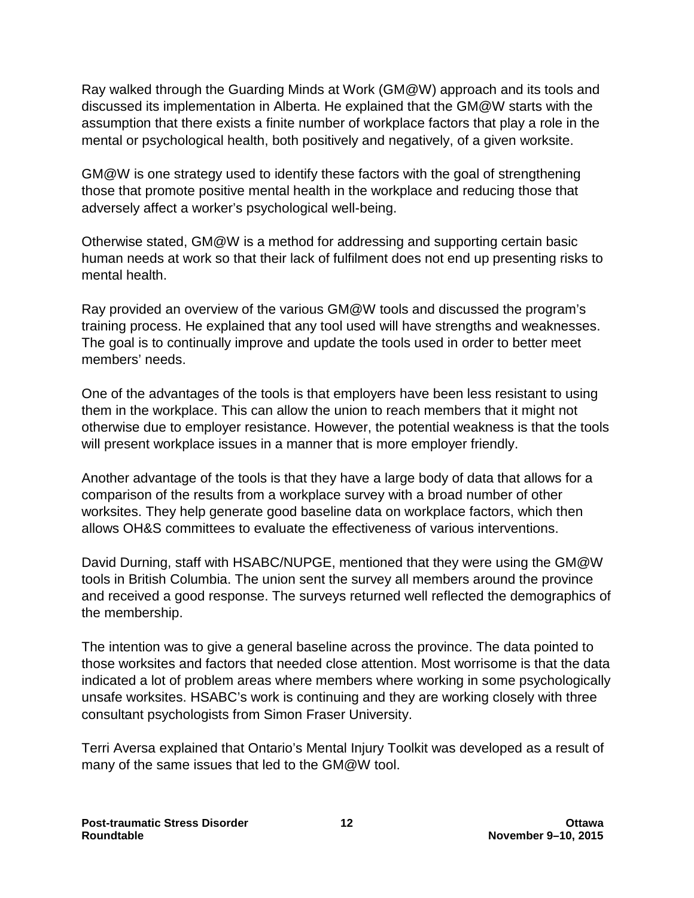Ray walked through the Guarding Minds at Work (GM@W) approach and its tools and discussed its implementation in Alberta. He explained that the GM@W starts with the assumption that there exists a finite number of workplace factors that play a role in the mental or psychological health, both positively and negatively, of a given worksite.

GM@W is one strategy used to identify these factors with the goal of strengthening those that promote positive mental health in the workplace and reducing those that adversely affect a worker's psychological well-being.

Otherwise stated, GM@W is a method for addressing and supporting certain basic human needs at work so that their lack of fulfilment does not end up presenting risks to mental health.

Ray provided an overview of the various GM@W tools and discussed the program's training process. He explained that any tool used will have strengths and weaknesses. The goal is to continually improve and update the tools used in order to better meet members' needs.

One of the advantages of the tools is that employers have been less resistant to using them in the workplace. This can allow the union to reach members that it might not otherwise due to employer resistance. However, the potential weakness is that the tools will present workplace issues in a manner that is more employer friendly.

Another advantage of the tools is that they have a large body of data that allows for a comparison of the results from a workplace survey with a broad number of other worksites. They help generate good baseline data on workplace factors, which then allows OH&S committees to evaluate the effectiveness of various interventions.

David Durning, staff with HSABC/NUPGE, mentioned that they were using the GM@W tools in British Columbia. The union sent the survey all members around the province and received a good response. The surveys returned well reflected the demographics of the membership.

The intention was to give a general baseline across the province. The data pointed to those worksites and factors that needed close attention. Most worrisome is that the data indicated a lot of problem areas where members where working in some psychologically unsafe worksites. HSABC's work is continuing and they are working closely with three consultant psychologists from Simon Fraser University.

Terri Aversa explained that Ontario's Mental Injury Toolkit was developed as a result of many of the same issues that led to the GM@W tool.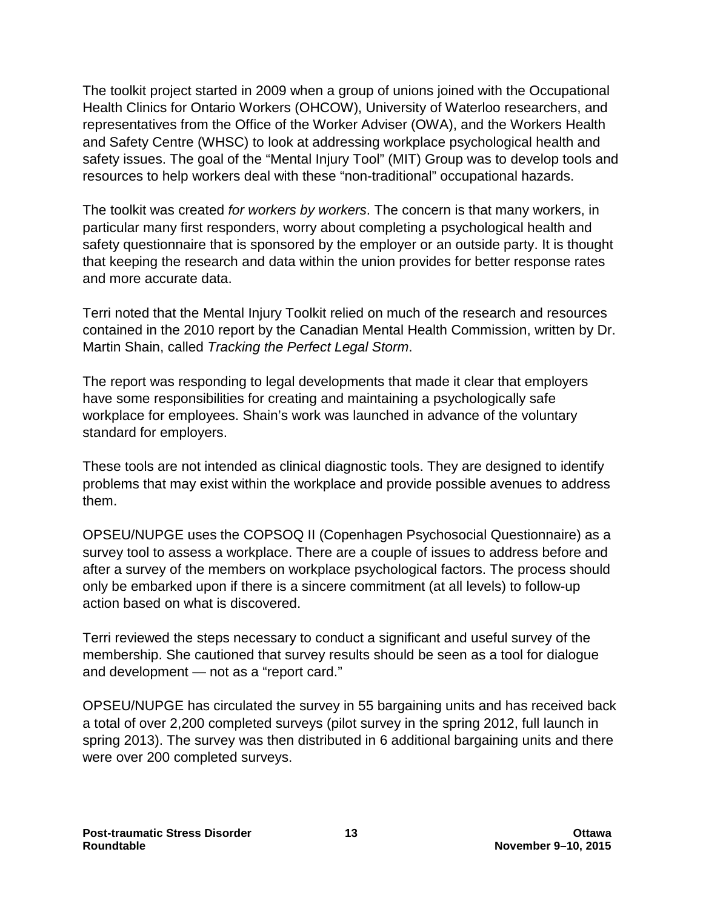The toolkit project started in 2009 when a group of unions joined with the Occupational Health Clinics for Ontario Workers (OHCOW), University of Waterloo researchers, and representatives from the Office of the Worker Adviser (OWA), and the Workers Health and Safety Centre (WHSC) to look at addressing workplace psychological health and safety issues. The goal of the "Mental Injury Tool" (MIT) Group was to develop tools and resources to help workers deal with these "non-traditional" occupational hazards.

The toolkit was created *for workers by workers*. The concern is that many workers, in particular many first responders, worry about completing a psychological health and safety questionnaire that is sponsored by the employer or an outside party. It is thought that keeping the research and data within the union provides for better response rates and more accurate data.

Terri noted that the Mental Injury Toolkit relied on much of the research and resources contained in the 2010 report by the Canadian Mental Health Commission, written by Dr. Martin Shain, called *Tracking the Perfect Legal Storm*.

The report was responding to legal developments that made it clear that employers have some responsibilities for creating and maintaining a psychologically safe workplace for employees. Shain's work was launched in advance of the voluntary standard for employers.

These tools are not intended as clinical diagnostic tools. They are designed to identify problems that may exist within the workplace and provide possible avenues to address them.

OPSEU/NUPGE uses the COPSOQ II (Copenhagen Psychosocial Questionnaire) as a survey tool to assess a workplace. There are a couple of issues to address before and after a survey of the members on workplace psychological factors. The process should only be embarked upon if there is a sincere commitment (at all levels) to follow-up action based on what is discovered.

Terri reviewed the steps necessary to conduct a significant and useful survey of the membership. She cautioned that survey results should be seen as a tool for dialogue and development — not as a "report card."

OPSEU/NUPGE has circulated the survey in 55 bargaining units and has received back a total of over 2,200 completed surveys (pilot survey in the spring 2012, full launch in spring 2013). The survey was then distributed in 6 additional bargaining units and there were over 200 completed surveys.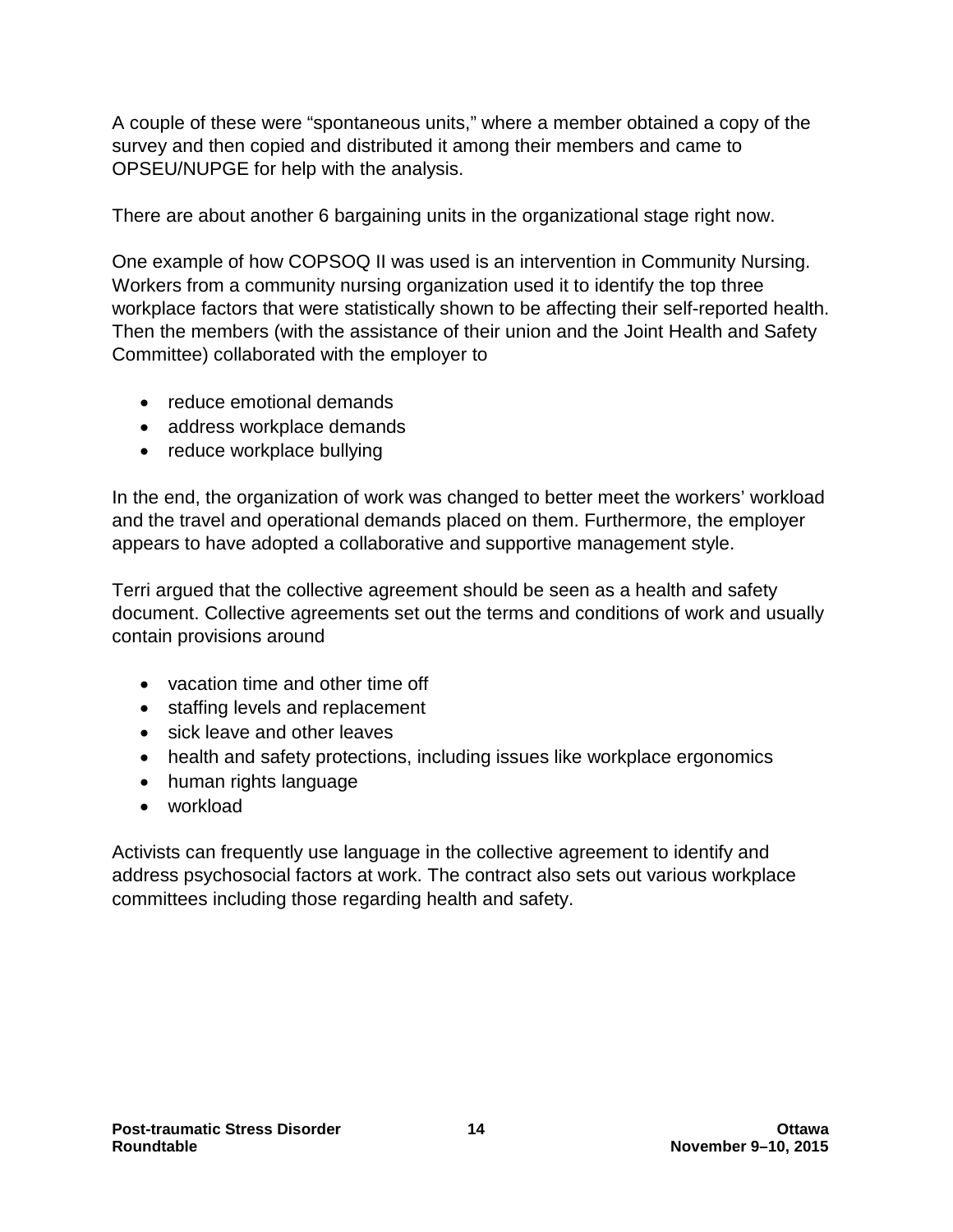A couple of these were "spontaneous units," where a member obtained a copy of the survey and then copied and distributed it among their members and came to OPSEU/NUPGE for help with the analysis.

There are about another 6 bargaining units in the organizational stage right now.

One example of how COPSOQ II was used is an intervention in Community Nursing. Workers from a community nursing organization used it to identify the top three workplace factors that were statistically shown to be affecting their self-reported health. Then the members (with the assistance of their union and the Joint Health and Safety Committee) collaborated with the employer to

- reduce emotional demands
- address workplace demands
- reduce workplace bullying

In the end, the organization of work was changed to better meet the workers' workload and the travel and operational demands placed on them. Furthermore, the employer appears to have adopted a collaborative and supportive management style.

Terri argued that the collective agreement should be seen as a health and safety document. Collective agreements set out the terms and conditions of work and usually contain provisions around

- vacation time and other time off
- staffing levels and replacement
- sick leave and other leaves
- health and safety protections, including issues like workplace ergonomics
- human rights language
- workload

Activists can frequently use language in the collective agreement to identify and address psychosocial factors at work. The contract also sets out various workplace committees including those regarding health and safety.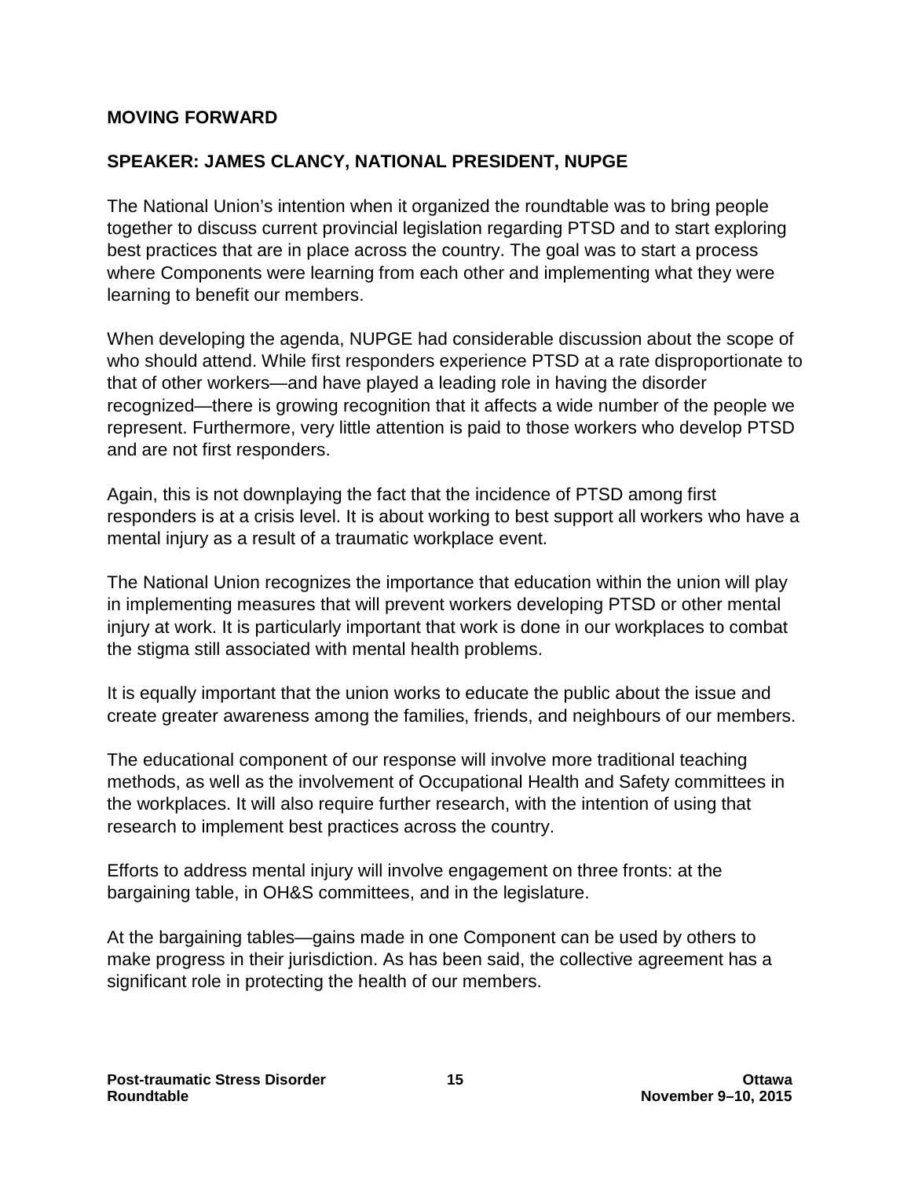## MOVING FORWARD

### SPEAKER: JAMES CLANCY, NATIONAL PRESIDENT, NUPGE

The National Union's intention when it organized the roundtable was to bring people together to discuss current provincial legislation regarding PTSD and to start exploring best practices that are in place across the country. The goal was to start a process where Components were learning from each other and implementing what they were learning to benefit our members.

When developing the agenda, NUPGE had considerable discussion about the scope of who should attend. While first responders experience PTSD at a rate disproportionate to that of other workers—and have played a leading role in having the disorder recognized—there is growing recognition that it affects a wide number of the people we represent. Furthermore, very little attention is paid to those workers who develop PTSD and are not first responders.

Again, this is not downplaying the fact that the incidence of PTSD among first responders is at a crisis level. It is about working to best support all workers who have a mental injury as a result of a traumatic workplace event.

The National Union recognizes the importance that education within the union will play in implementing measures that will prevent workers developing PTSD or other mental injury at work. It is particularly important that work is done in our workplaces to combat the stigma still associated with mental health problems.

It is equally important that the union works to educate the public about the issue and create greater awareness among the families, friends, and neighbours of our members.

The educational component of our response will involve more traditional teaching methods, as well as the involvement of Occupational Health and Safety committees in the workplaces. It will also require further research, with the intention of using that research to implement best practices across the country.

Efforts to address mental injury will involve engagement on three fronts: at the bargaining table, in OH&S committees, and in the legislature.

At the bargaining tables—gains made in one Component can be used by others to make progress in their jurisdiction. As has been said, the collective agreement has a significant role in protecting the health of our members.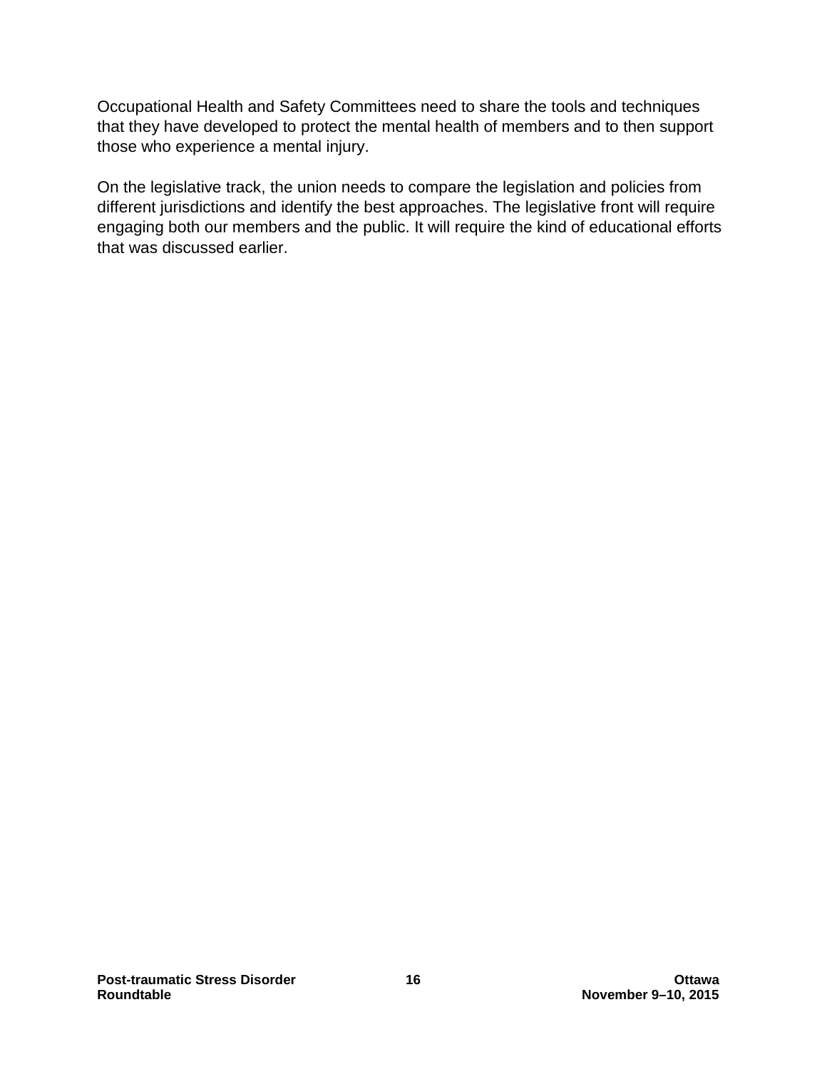Occupational Health and Safety Committees need to share the tools and techniques that they have developed to protect the mental health of members and to then support those who experience a mental injury.

On the legislative track, the union needs to compare the legislation and policies from different jurisdictions and identify the best approaches. The legislative front will require engaging both our members and the public. It will require the kind of educational efforts that was discussed earlier.